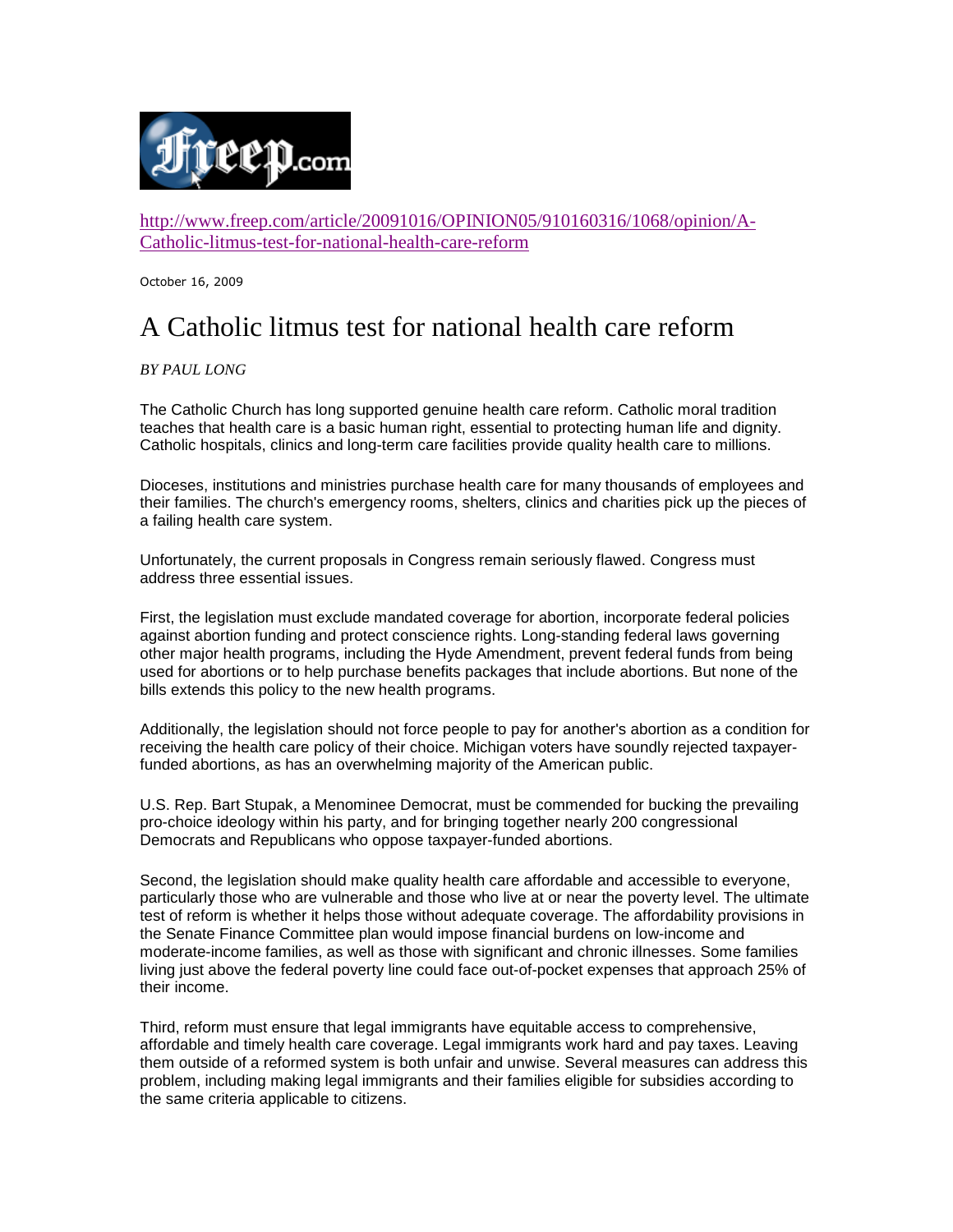http://www.freep.com/article/20091016/OPINION05/910160316/1068/opinion/A-Catholic-litmus-test-for-national-health-care-reform

October 16, 2009

# A Catholic litmus test for national health care reform

*BY PAUL LONG*

The Catholic Church has long supported genuine health care reform. Catholic moral tradition teaches that health care is a basic human right, essential to protecting human life and dignity. Catholic hospitals, clinics and long-term care facilities provide quality health care to millions.

Dioceses, institutions and ministries purchase health care for many thousands of employees and their families. The church's emergency rooms, shelters, clinics and charities pick up the pieces of a failing health care system.

Unfortunately, the current proposals in Congress remain seriously flawed. Congress must address three essential issues.

First, the legislation must exclude mandated coverage for abortion, incorporate federal policies against abortion funding and protect conscience rights. Long-standing federal laws governing other major health programs, including the Hyde Amendment, prevent federal funds from being used for abortions or to help purchase benefits packages that include abortions. But none of the bills extends this policy to the new health programs.

Additionally, the legislation should not force people to pay for another's abortion as a condition for receiving the health care policy of their choice. Michigan voters have soundly rejected taxpayer-funded abortions, as has an overwhelming majority of the American public.

U.S. Rep. Bart Stupak, a Menominee Democrat, must be commended for bucking the prevailing pro-choice ideology within his party, and for bringing together nearly 200 congressional Democrats and Republicans who oppose taxpayer-funded abortions.

Second, the legislation should make quality health care affordable and accessible to everyone, particularly those who are vulnerable and those who live at or near the poverty level. The ultimate test of reform is whether it helps those without adequate coverage. The affordability provisions in the Senate Finance Committee plan would impose financial burdens on low-income and moderate-income families, as well as those with significant and chronic illnesses. Some families living just above the federal poverty line could face out-of-pocket expenses that approach 25% of their income.

Third, reform must ensure that legal immigrants have equitable access to comprehensive, affordable and timely health care coverage. Legal immigrants work hard and pay taxes. Leaving them outside of a reformed system is both unfair and unwise. Several measures can address this problem, including making legal immigrants and their families eligible for subsidies according to the same criteria applicable to citizens.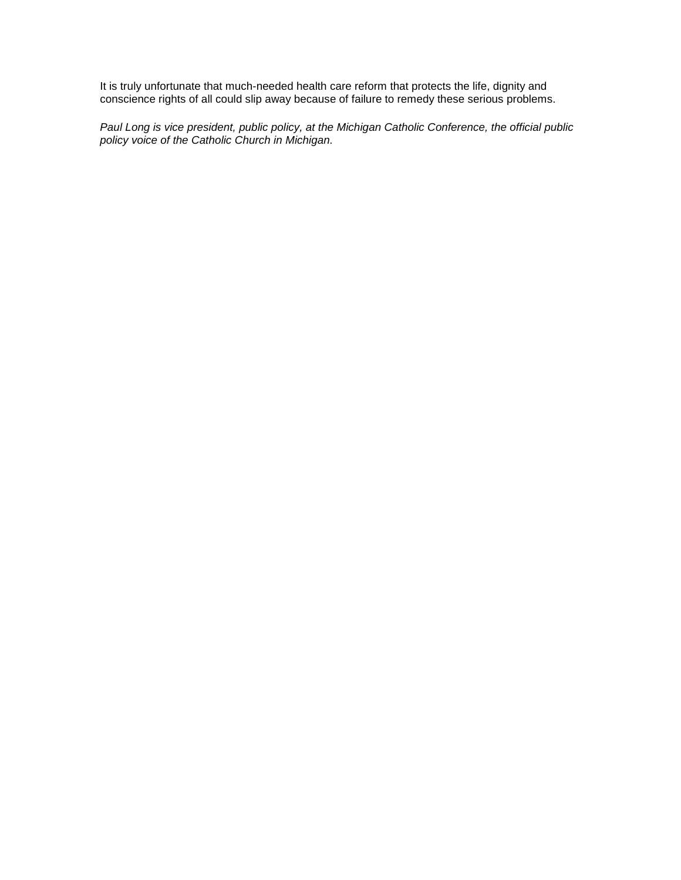It is truly unfortunate that much-needed health care reform that protects the life, dignity and conscience rights of all could slip away because of failure to remedy these serious problems.

*Paul Long is vice president, public policy, at the Michigan Catholic Conference, the official public policy voice of the Catholic Church in Michigan.*